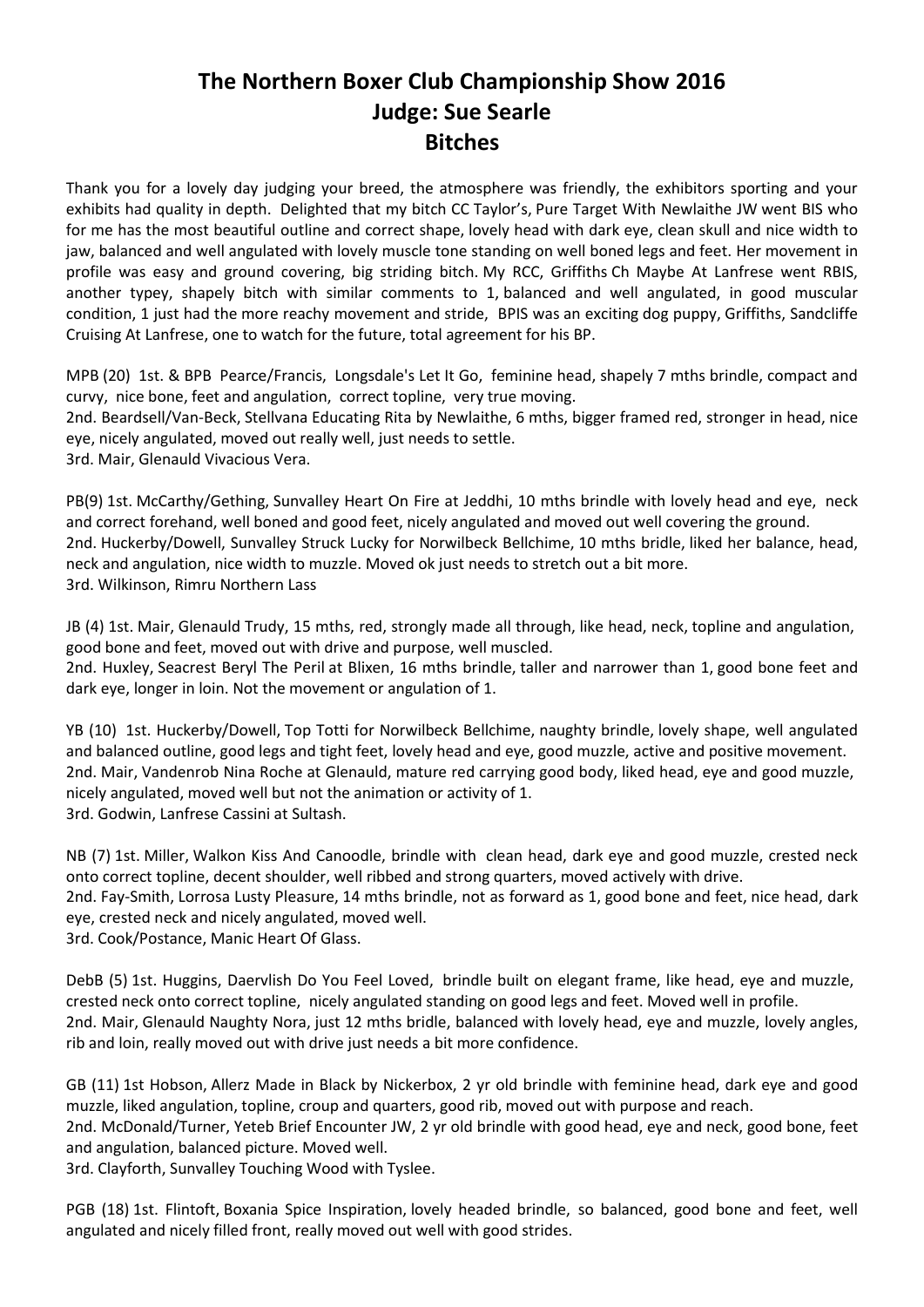# The Northern Boxer Club Championship Show 2016
## Judge: Sue Searle
## Bitches

Thank you for a lovely day judging your breed, the atmosphere was friendly, the exhibitors sporting and your exhibits had quality in depth. Delighted that my bitch CC Taylor's, Pure Target With Newlaithe JW went BIS who for me has the most beautiful outline and correct shape, lovely head with dark eye, clean skull and nice width to jaw, balanced and well angulated with lovely muscle tone standing on well boned legs and feet. Her movement in profile was easy and ground covering, big striding bitch. My RCC, Griffiths Ch Maybe At Lanfrese went RBIS, another typey, shapely bitch with similar comments to 1, balanced and well angulated, in good muscular condition, 1 just had the more reachy movement and stride, BPIS was an exciting dog puppy, Griffiths, Sandcliffe Cruising At Lanfrese, one to watch for the future, total agreement for his BP.

MPB (20) 1st. & BPB Pearce/Francis, Longsdale's Let It Go, feminine head, shapely 7 mths brindle, compact and curvy, nice bone, feet and angulation, correct topline, very true moving.
2nd. Beardsell/Van-Beck, Stellvana Educating Rita by Newlaithe, 6 mths, bigger framed red, stronger in head, nice eye, nicely angulated, moved out really well, just needs to settle.
3rd. Mair, Glenauld Vivacious Vera.

PB(9) 1st. McCarthy/Gething, Sunvalley Heart On Fire at Jeddhi, 10 mths brindle with lovely head and eye, neck and correct forehand, well boned and good feet, nicely angulated and moved out well covering the ground.
2nd. Huckerby/Dowell, Sunvalley Struck Lucky for Norwilbeck Bellchime, 10 mths bridle, liked her balance, head, neck and angulation, nice width to muzzle. Moved ok just needs to stretch out a bit more.
3rd. Wilkinson, Rimru Northern Lass

JB (4) 1st. Mair, Glenauld Trudy, 15 mths, red, strongly made all through, like head, neck, topline and angulation, good bone and feet, moved out with drive and purpose, well muscled.
2nd. Huxley, Seacrest Beryl The Peril at Blixen, 16 mths brindle, taller and narrower than 1, good bone feet and dark eye, longer in loin. Not the movement or angulation of 1.

YB (10) 1st. Huckerby/Dowell, Top Totti for Norwilbeck Bellchime, naughty brindle, lovely shape, well angulated and balanced outline, good legs and tight feet, lovely head and eye, good muzzle, active and positive movement.
2nd. Mair, Vandenrob Nina Roche at Glenauld, mature red carrying good body, liked head, eye and good muzzle, nicely angulated, moved well but not the animation or activity of 1.
3rd. Godwin, Lanfrese Cassini at Sultash.

NB (7) 1st. Miller, Walkon Kiss And Canoodle, brindle with clean head, dark eye and good muzzle, crested neck onto correct topline, decent shoulder, well ribbed and strong quarters, moved actively with drive.
2nd. Fay-Smith, Lorrosa Lusty Pleasure, 14 mths brindle, not as forward as 1, good bone and feet, nice head, dark eye, crested neck and nicely angulated, moved well.
3rd. Cook/Postance, Manic Heart Of Glass.

DebB (5) 1st. Huggins, Daervlish Do You Feel Loved, brindle built on elegant frame, like head, eye and muzzle, crested neck onto correct topline, nicely angulated standing on good legs and feet. Moved well in profile.
2nd. Mair, Glenauld Naughty Nora, just 12 mths bridle, balanced with lovely head, eye and muzzle, lovely angles, rib and loin, really moved out with drive just needs a bit more confidence.

GB (11) 1st Hobson, Allerz Made in Black by Nickerbox, 2 yr old brindle with feminine head, dark eye and good muzzle, liked angulation, topline, croup and quarters, good rib, moved out with purpose and reach.
2nd. McDonald/Turner, Yeteb Brief Encounter JW, 2 yr old brindle with good head, eye and neck, good bone, feet and angulation, balanced picture. Moved well.
3rd. Clayforth, Sunvalley Touching Wood with Tyslee.

PGB (18) 1st. Flintoft, Boxania Spice Inspiration, lovely headed brindle, so balanced, good bone and feet, well angulated and nicely filled front, really moved out well with good strides.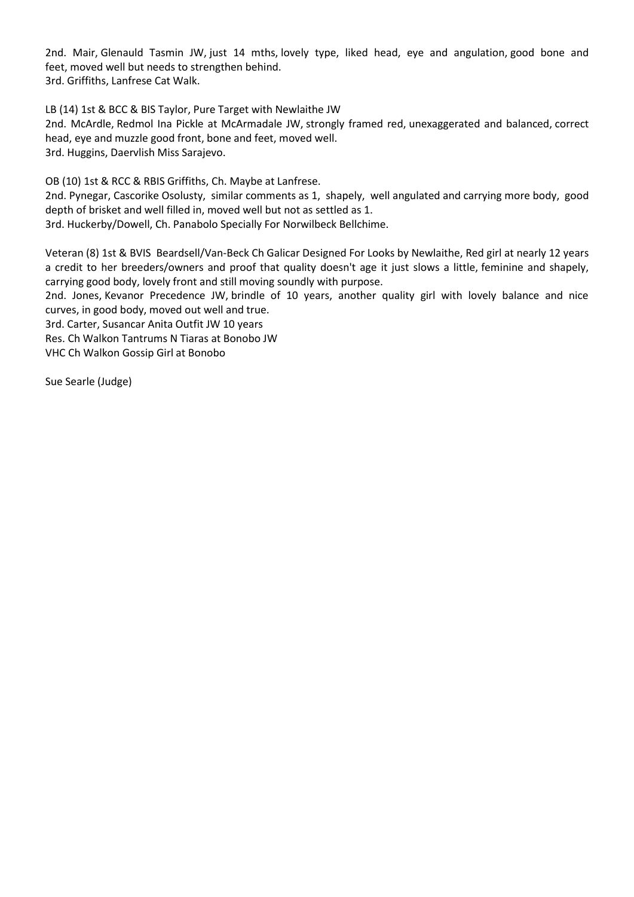2nd. Mair, Glenauld Tasmin JW, just 14 mths, lovely type, liked head, eye and angulation, good bone and feet, moved well but needs to strengthen behind.
3rd. Griffiths, Lanfrese Cat Walk.

LB (14) 1st & BCC & BIS Taylor, Pure Target with Newlaithe JW
2nd. McArdle, Redmol Ina Pickle at McArmadale JW, strongly framed red, unexaggerated and balanced, correct head, eye and muzzle good front, bone and feet, moved well.
3rd. Huggins, Daervlish Miss Sarajevo.

OB (10) 1st & RCC & RBIS Griffiths, Ch. Maybe at Lanfrese.
2nd. Pynegar, Cascorike Osolusty, similar comments as 1, shapely, well angulated and carrying more body, good depth of brisket and well filled in, moved well but not as settled as 1.
3rd. Huckerby/Dowell, Ch. Panabolo Specially For Norwilbeck Bellchime.

Veteran (8) 1st & BVIS Beardsell/Van-Beck Ch Galicar Designed For Looks by Newlaithe, Red girl at nearly 12 years a credit to her breeders/owners and proof that quality doesn't age it just slows a little, feminine and shapely, carrying good body, lovely front and still moving soundly with purpose.
2nd. Jones, Kevanor Precedence JW, brindle of 10 years, another quality girl with lovely balance and nice curves, in good body, moved out well and true.
3rd. Carter, Susancar Anita Outfit JW 10 years
Res. Ch Walkon Tantrums N Tiaras at Bonobo JW
VHC Ch Walkon Gossip Girl at Bonobo

Sue Searle (Judge)